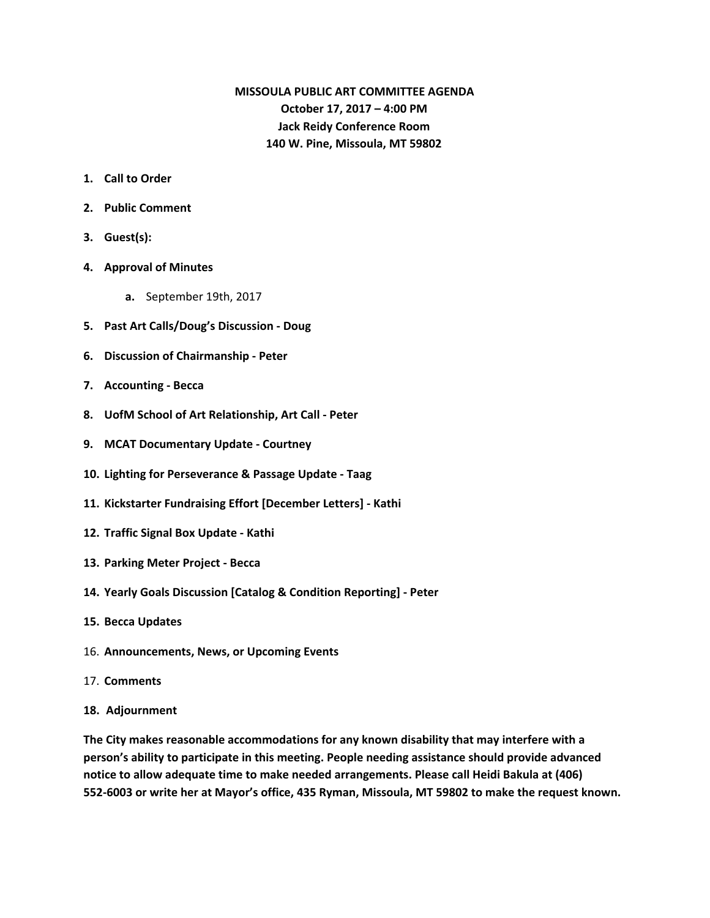**MISSOULA PUBLIC ART COMMITTEE AGENDA**
**October 17, 2017 – 4:00 PM**
**Jack Reidy Conference Room**
**140 W. Pine, Missoula, MT 59802**

1. **Call to Order**
2. **Public Comment**
3. **Guest(s):**
4. **Approval of Minutes**
    a. September 19th, 2017
5. **Past Art Calls/Doug's Discussion - Doug**
6. **Discussion of Chairmanship - Peter**
7. **Accounting - Becca**
8. **UofM School of Art Relationship, Art Call - Peter**
9. **MCAT Documentary Update - Courtney**
10. **Lighting for Perseverance & Passage Update - Taag**
11. **Kickstarter Fundraising Effort [December Letters] - Kathi**
12. **Traffic Signal Box Update - Kathi**
13. **Parking Meter Project - Becca**
14. **Yearly Goals Discussion [Catalog & Condition Reporting] - Peter**
15. **Becca Updates**
16. **Announcements, News, or Upcoming Events**
17. **Comments**
18. **Adjournment**

**The City makes reasonable accommodations for any known disability that may interfere with a person's ability to participate in this meeting. People needing assistance should provide advanced notice to allow adequate time to make needed arrangements. Please call Heidi Bakula at (406) 552-6003 or write her at Mayor's office, 435 Ryman, Missoula, MT 59802 to make the request known.**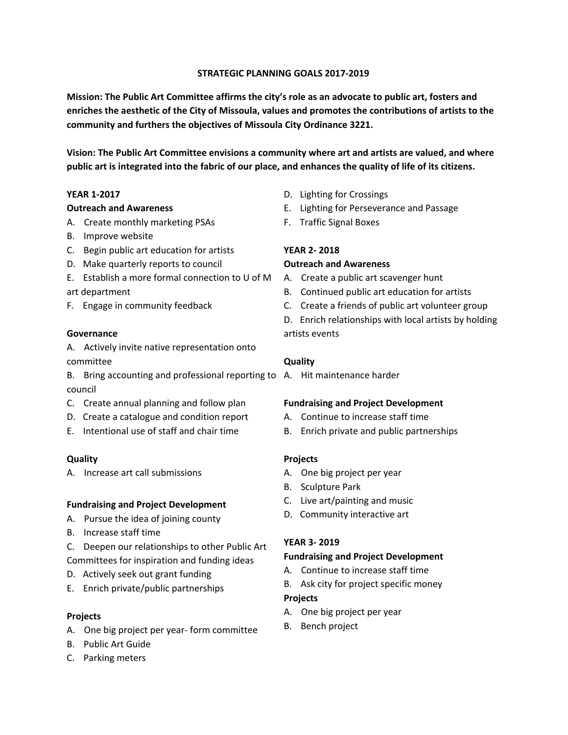# STRATEGIC PLANNING GOALS 2017-2019

**Mission: The Public Art Committee affirms the city's role as an advocate to public art, fosters and enriches the aesthetic of the City of Missoula, values and promotes the contributions of artists to the community and furthers the objectives of Missoula City Ordinance 3221.**

**Vision: The Public Art Committee envisions a community where art and artists are valued, and where public art is integrated into the fabric of our place, and enhances the quality of life of its citizens.**

## YEAR 1-2017

### Outreach and Awareness

A. Create monthly marketing PSAs
B. Improve website
C. Begin public art education for artists
D. Make quarterly reports to council
E. Establish a more formal connection to U of M art department
F. Engage in community feedback

### Governance

A. Actively invite native representation onto committee
B. Bring accounting and professional reporting to council
C. Create annual planning and follow plan
D. Create a catalogue and condition report
E. Intentional use of staff and chair time

### Quality

A. Increase art call submissions

### Fundraising and Project Development

A. Pursue the idea of joining county
B. Increase staff time
C. Deepen our relationships to other Public Art Committees for inspiration and funding ideas
D. Actively seek out grant funding
E. Enrich private/public partnerships

### Projects

A. One big project per year- form committee
B. Public Art Guide
C. Parking meters
D. Lighting for Crossings
E. Lighting for Perseverance and Passage
F. Traffic Signal Boxes

## YEAR 2- 2018

### Outreach and Awareness

A. Create a public art scavenger hunt
B. Continued public art education for artists
C. Create a friends of public art volunteer group
D. Enrich relationships with local artists by holding artists events

### Quality

A. Hit maintenance harder

### Fundraising and Project Development

A. Continue to increase staff time
B. Enrich private and public partnerships

### Projects

A. One big project per year
B. Sculpture Park
C. Live art/painting and music
D. Community interactive art

## YEAR 3- 2019

### Fundraising and Project Development

A. Continue to increase staff time
B. Ask city for project specific money

### Projects

A. One big project per year
B. Bench project